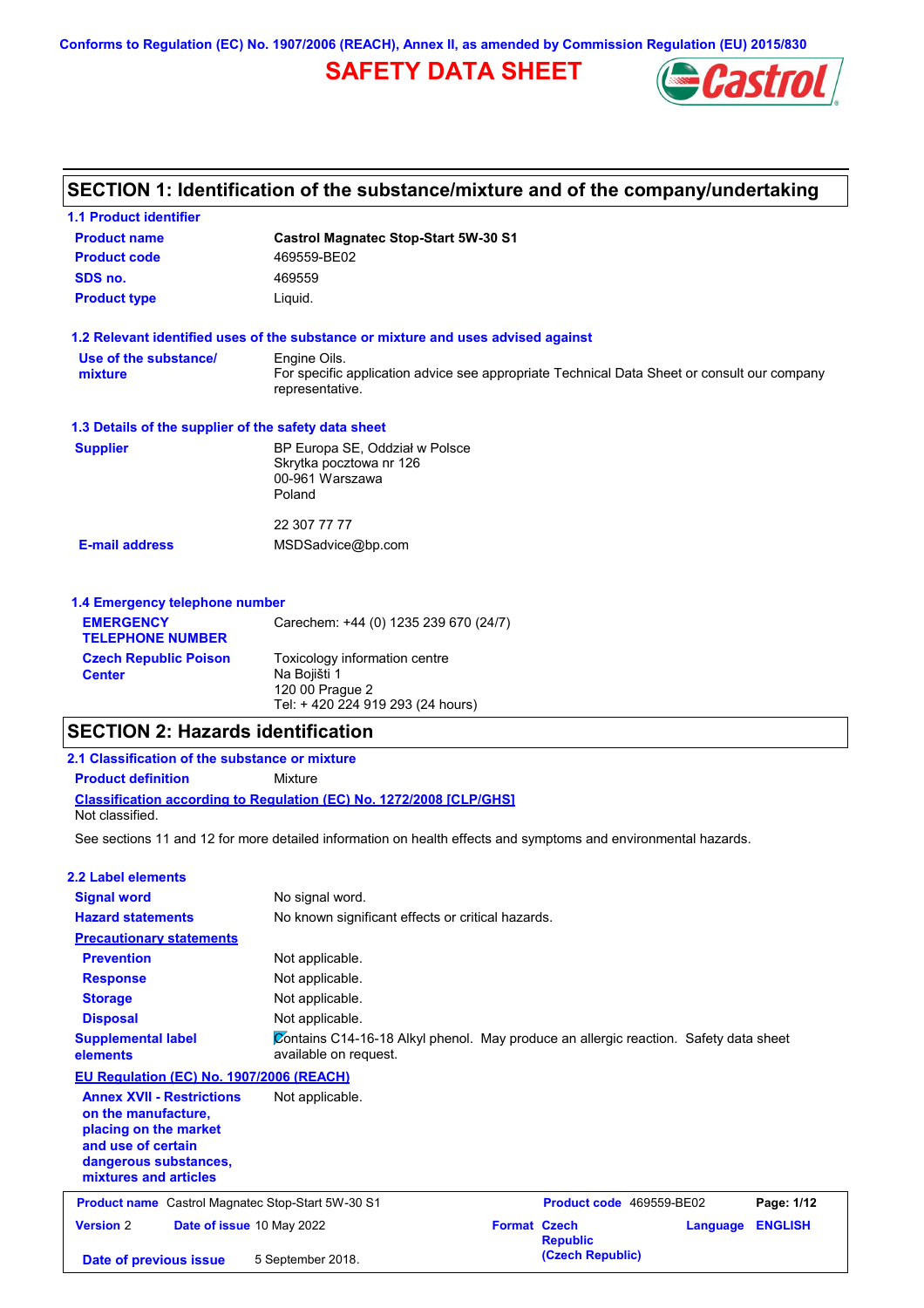Conforms to Regulation (EC) No. 1907/2006 (REACH), Annex II, as amended by Commission Regulation (EU) 2015/830

# SAFETY DATA SHEET

## SECTION 1: Identification of the substance/mixture and of the company/undertaking

### 1.1 Product identifier

| | |
|---|---|
| **Product name** | **Castrol Magnatec Stop-Start 5W-30 S1** |
| **Product code** | 469559-BE02 |
| **SDS no.** | 469559 |
| **Product type** | Liquid. |

### 1.2 Relevant identified uses of the substance or mixture and uses advised against

| | |
|---|---|
| **Use of the substance/ mixture** | Engine Oils. For specific application advice see appropriate Technical Data Sheet or consult our company representative. |

### 1.3 Details of the supplier of the safety data sheet

| | |
|---|---|
| **Supplier** | BP Europa SE, Oddział w Polsce<br>Skrytka pocztowa nr 126<br>00-961 Warszawa<br>Poland<br><br>22 307 77 77 |
| **E-mail address** | MSDSadvice@bp.com |

### 1.4 Emergency telephone number

| | |
|---|---|
| **EMERGENCY TELEPHONE NUMBER** | Carechem: +44 (0) 1235 239 670 (24/7) |
| **Czech Republic Poison Center** | Toxicology information centre<br>Na Bojišti 1<br>120 00 Prague 2<br>Tel: + 420 224 919 293 (24 hours) |

## SECTION 2: Hazards identification

### 2.1 Classification of the substance or mixture

**Product definition** Mixture

**Classification according to Regulation (EC) No. 1272/2008 [CLP/GHS]**

Not classified.

See sections 11 and 12 for more detailed information on health effects and symptoms and environmental hazards.

### 2.2 Label elements

| | |
|---|---|
| **Signal word** | No signal word. |
| **Hazard statements** | No known significant effects or critical hazards. |

**Precautionary statements**

| | |
|---|---|
| **Prevention** | Not applicable. |
| **Response** | Not applicable. |
| **Storage** | Not applicable. |
| **Disposal** | Not applicable. |
| **Supplemental label elements** | Contains C14-16-18 Alkyl phenol. May produce an allergic reaction. Safety data sheet available on request. |

**EU Regulation (EC) No. 1907/2006 (REACH)**

| | |
|---|---|
| **Annex XVII - Restrictions on the manufacture, placing on the market and use of certain dangerous substances, mixtures and articles** | Not applicable. |

| | | | |
|---|---|---|---|
| **Product name** Castrol Magnatec Stop-Start 5W-30 S1 | | **Product code** 469559-BE02 | |
| **Version** 2 | **Date of issue** 10 May 2022 | **Format** Czech Republic (Czech Republic) | **Language** ENGLISH |
| **Date of previous issue** | 5 September 2018. | | |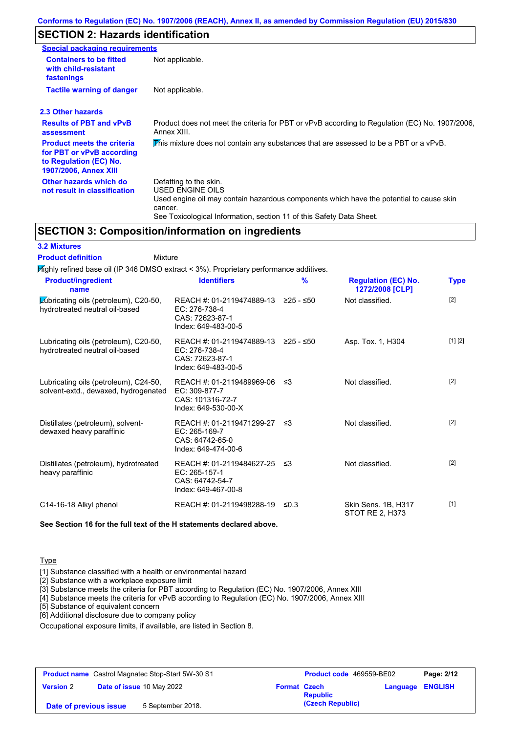Conforms to Regulation (EC) No. 1907/2006 (REACH), Annex II, as amended by Commission Regulation (EU) 2015/830

## SECTION 2: Hazards identification

**Special packaging requirements**

| | |
|---|---|
| **Containers to be fitted with child-resistant fastenings** | Not applicable. |
| **Tactile warning of danger** | Not applicable. |

### 2.3 Other hazards

| | |
|---|---|
| **Results of PBT and vPvB assessment** | Product does not meet the criteria for PBT or vPvB according to Regulation (EC) No. 1907/2006, Annex XIII. |
| **Product meets the criteria for PBT or vPvB according to Regulation (EC) No. 1907/2006, Annex XIII** | This mixture does not contain any substances that are assessed to be a PBT or a vPvB. |
| **Other hazards which do not result in classification** | Defatting to the skin.<br>USED ENGINE OILS<br>Used engine oil may contain hazardous components which have the potential to cause skin cancer.<br>See Toxicological Information, section 11 of this Safety Data Sheet. |

## SECTION 3: Composition/information on ingredients

### 3.2 Mixtures

**Product definition** Mixture

Highly refined base oil (IP 346 DMSO extract < 3%). Proprietary performance additives.

| Product/ingredient name | Identifiers | % | Regulation (EC) No. 1272/2008 [CLP] | Type |
|---|---|---|---|---|
| Lubricating oils (petroleum), C20-50, hydrotreated neutral oil-based | REACH #: 01-2119474889-13<br>EC: 276-738-4<br>CAS: 72623-87-1<br>Index: 649-483-00-5 | ≥25 - ≤50 | Not classified. | [2] |
| Lubricating oils (petroleum), C20-50, hydrotreated neutral oil-based | REACH #: 01-2119474889-13<br>EC: 276-738-4<br>CAS: 72623-87-1<br>Index: 649-483-00-5 | ≥25 - ≤50 | Asp. Tox. 1, H304 | [1] [2] |
| Lubricating oils (petroleum), C24-50, solvent-extd., dewaxed, hydrogenated | REACH #: 01-2119489969-06<br>EC: 309-877-7<br>CAS: 101316-72-7<br>Index: 649-530-00-X | ≤3 | Not classified. | [2] |
| Distillates (petroleum), solvent-dewaxed heavy paraffinic | REACH #: 01-2119471299-27<br>EC: 265-169-7<br>CAS: 64742-65-0<br>Index: 649-474-00-6 | ≤3 | Not classified. | [2] |
| Distillates (petroleum), hydrotreated heavy paraffinic | REACH #: 01-2119484627-25<br>EC: 265-157-1<br>CAS: 64742-54-7<br>Index: 649-467-00-8 | ≤3 | Not classified. | [2] |
| C14-16-18 Alkyl phenol | REACH #: 01-2119498288-19 | ≤0.3 | Skin Sens. 1B, H317<br>STOT RE 2, H373 | [1] |

**See Section 16 for the full text of the H statements declared above.**

Type

[1] Substance classified with a health or environmental hazard
[2] Substance with a workplace exposure limit
[3] Substance meets the criteria for PBT according to Regulation (EC) No. 1907/2006, Annex XIII
[4] Substance meets the criteria for vPvB according to Regulation (EC) No. 1907/2006, Annex XIII
[5] Substance of equivalent concern
[6] Additional disclosure due to company policy

Occupational exposure limits, if available, are listed in Section 8.

| | | | |
|---|---|---|---|
| **Product name** Castrol Magnatec Stop-Start 5W-30 S1 | | **Product code** 469559-BE02 | |
| **Version** 2 | **Date of issue** 10 May 2022 | **Format** Czech Republic (Czech Republic) | **Language** ENGLISH |
| **Date of previous issue** | 5 September 2018. | | |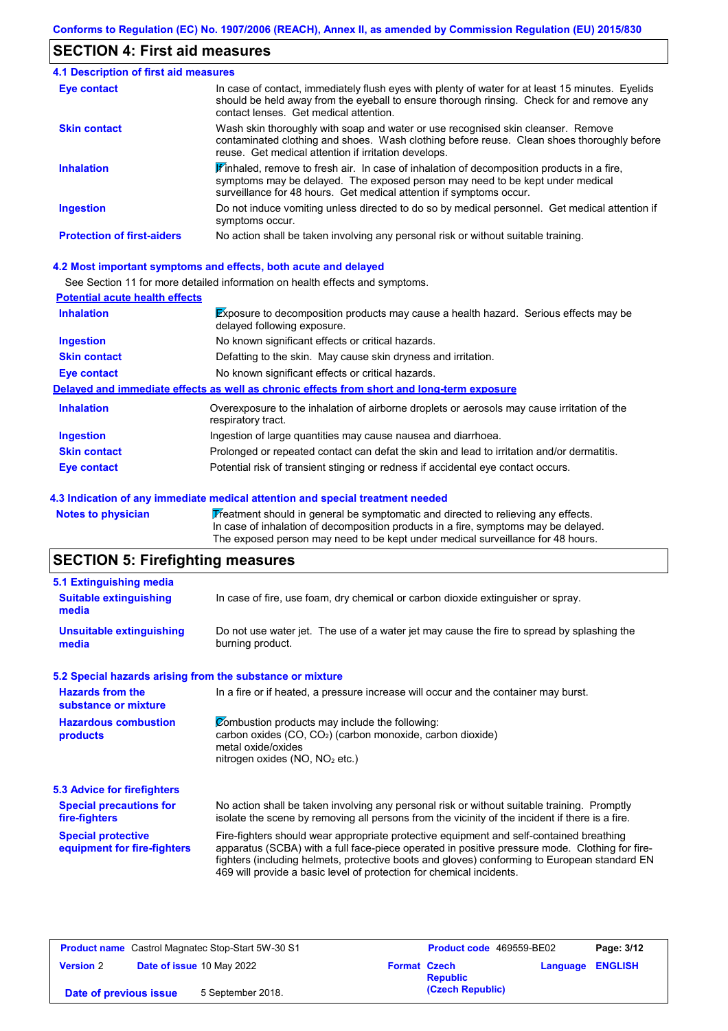## SECTION 4: First aid measures

### 4.1 Description of first aid measures

| | |
|---|---|
| **Eye contact** | In case of contact, immediately flush eyes with plenty of water for at least 15 minutes. Eyelids should be held away from the eyeball to ensure thorough rinsing. Check for and remove any contact lenses. Get medical attention. |
| **Skin contact** | Wash skin thoroughly with soap and water or use recognised skin cleanser. Remove contaminated clothing and shoes. Wash clothing before reuse. Clean shoes thoroughly before reuse. Get medical attention if irritation develops. |
| **Inhalation** | If inhaled, remove to fresh air. In case of inhalation of decomposition products in a fire, symptoms may be delayed. The exposed person may need to be kept under medical surveillance for 48 hours. Get medical attention if symptoms occur. |
| **Ingestion** | Do not induce vomiting unless directed to do so by medical personnel. Get medical attention if symptoms occur. |
| **Protection of first-aiders** | No action shall be taken involving any personal risk or without suitable training. |

### 4.2 Most important symptoms and effects, both acute and delayed

See Section 11 for more detailed information on health effects and symptoms.

**Potential acute health effects**

| | |
|---|---|
| **Inhalation** | Exposure to decomposition products may cause a health hazard. Serious effects may be delayed following exposure. |
| **Ingestion** | No known significant effects or critical hazards. |
| **Skin contact** | Defatting to the skin. May cause skin dryness and irritation. |
| **Eye contact** | No known significant effects or critical hazards. |

**Delayed and immediate effects as well as chronic effects from short and long-term exposure**

| | |
|---|---|
| **Inhalation** | Overexposure to the inhalation of airborne droplets or aerosols may cause irritation of the respiratory tract. |
| **Ingestion** | Ingestion of large quantities may cause nausea and diarrhoea. |
| **Skin contact** | Prolonged or repeated contact can defat the skin and lead to irritation and/or dermatitis. |
| **Eye contact** | Potential risk of transient stinging or redness if accidental eye contact occurs. |

### 4.3 Indication of any immediate medical attention and special treatment needed

| | |
|---|---|
| **Notes to physician** | Treatment should in general be symptomatic and directed to relieving any effects. In case of inhalation of decomposition products in a fire, symptoms may be delayed. The exposed person may need to be kept under medical surveillance for 48 hours. |

## SECTION 5: Firefighting measures

### 5.1 Extinguishing media

| | |
|---|---|
| **Suitable extinguishing media** | In case of fire, use foam, dry chemical or carbon dioxide extinguisher or spray. |
| **Unsuitable extinguishing media** | Do not use water jet. The use of a water jet may cause the fire to spread by splashing the burning product. |

### 5.2 Special hazards arising from the substance or mixture

| | |
|---|---|
| **Hazards from the substance or mixture** | In a fire or if heated, a pressure increase will occur and the container may burst. |
| **Hazardous combustion products** | Combustion products may include the following:<br>carbon oxides ($CO$, $CO_2$) (carbon monoxide, carbon dioxide)<br>metal oxide/oxides<br>nitrogen oxides ($NO$, $NO_2$ etc.) |

### 5.3 Advice for firefighters

| | |
|---|---|
| **Special precautions for fire-fighters** | No action shall be taken involving any personal risk or without suitable training. Promptly isolate the scene by removing all persons from the vicinity of the incident if there is a fire. |
| **Special protective equipment for fire-fighters** | Fire-fighters should wear appropriate protective equipment and self-contained breathing apparatus (SCBA) with a full face-piece operated in positive pressure mode. Clothing for fire-fighters (including helmets, protective boots and gloves) conforming to European standard EN 469 will provide a basic level of protection for chemical incidents. |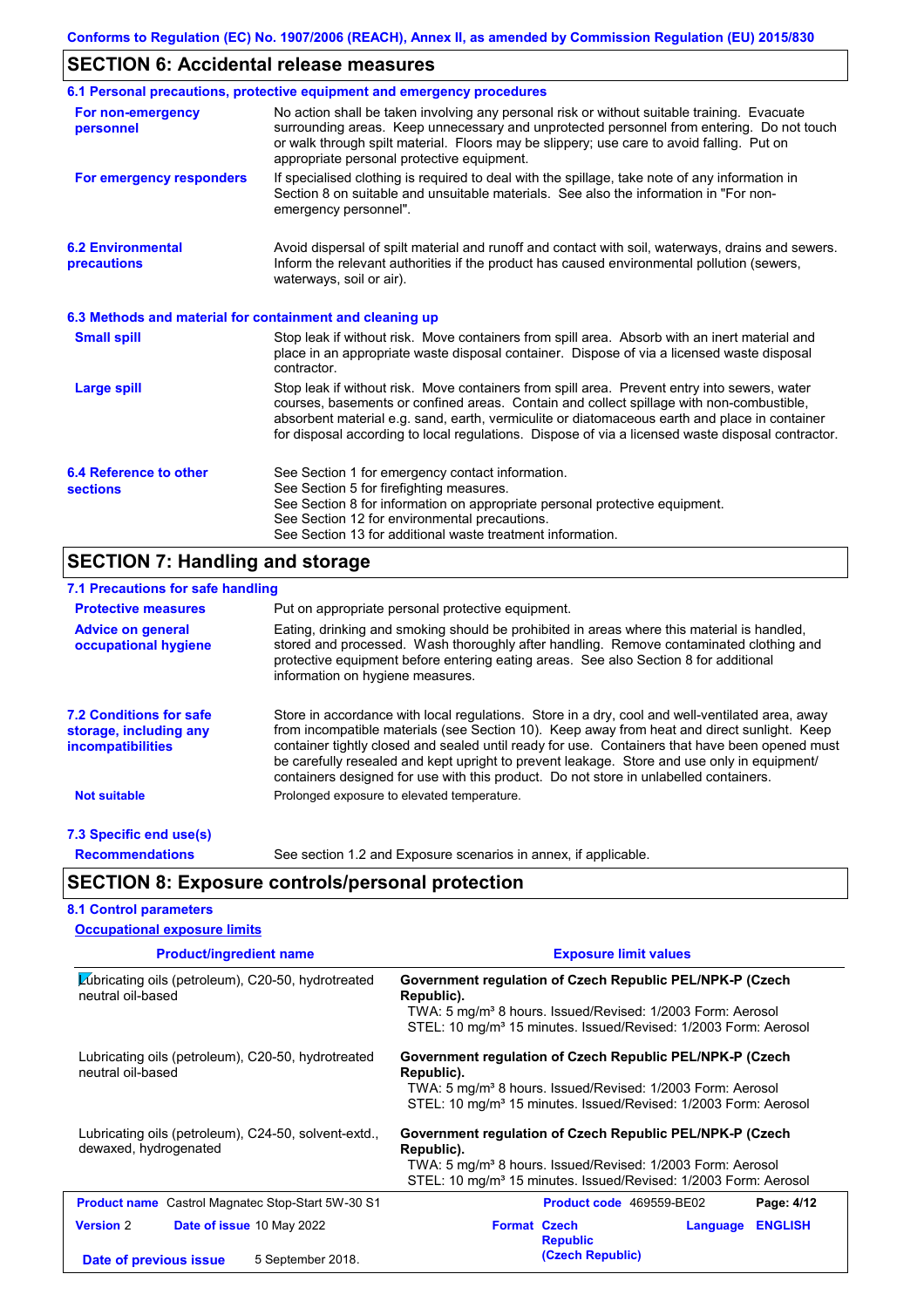Conforms to Regulation (EC) No. 1907/2006 (REACH), Annex II, as amended by Commission Regulation (EU) 2015/830

## SECTION 6: Accidental release measures

### 6.1 Personal precautions, protective equipment and emergency procedures

**For non-emergency personnel**

No action shall be taken involving any personal risk or without suitable training. Evacuate surrounding areas. Keep unnecessary and unprotected personnel from entering. Do not touch or walk through spilt material. Floors may be slippery; use care to avoid falling. Put on appropriate personal protective equipment.

**For emergency responders**

If specialised clothing is required to deal with the spillage, take note of any information in Section 8 on suitable and unsuitable materials. See also the information in "For non-emergency personnel".

### 6.2 Environmental precautions

Avoid dispersal of spilt material and runoff and contact with soil, waterways, drains and sewers. Inform the relevant authorities if the product has caused environmental pollution (sewers, waterways, soil or air).

### 6.3 Methods and material for containment and cleaning up

**Small spill**

Stop leak if without risk. Move containers from spill area. Absorb with an inert material and place in an appropriate waste disposal container. Dispose of via a licensed waste disposal contractor.

**Large spill**

Stop leak if without risk. Move containers from spill area. Prevent entry into sewers, water courses, basements or confined areas. Contain and collect spillage with non-combustible, absorbent material e.g. sand, earth, vermiculite or diatomaceous earth and place in container for disposal according to local regulations. Dispose of via a licensed waste disposal contractor.

### 6.4 Reference to other sections

See Section 1 for emergency contact information.
See Section 5 for firefighting measures.
See Section 8 for information on appropriate personal protective equipment.
See Section 12 for environmental precautions.
See Section 13 for additional waste treatment information.

## SECTION 7: Handling and storage

### 7.1 Precautions for safe handling

**Protective measures**

Put on appropriate personal protective equipment.

**Advice on general occupational hygiene**

Eating, drinking and smoking should be prohibited in areas where this material is handled, stored and processed. Wash thoroughly after handling. Remove contaminated clothing and protective equipment before entering eating areas. See also Section 8 for additional information on hygiene measures.

### 7.2 Conditions for safe storage, including any incompatibilities

Store in accordance with local regulations. Store in a dry, cool and well-ventilated area, away from incompatible materials (see Section 10). Keep away from heat and direct sunlight. Keep container tightly closed and sealed until ready for use. Containers that have been opened must be carefully resealed and kept upright to prevent leakage. Store and use only in equipment/ containers designed for use with this product. Do not store in unlabelled containers.

**Not suitable**

Prolonged exposure to elevated temperature.

### 7.3 Specific end use(s)

**Recommendations**

See section 1.2 and Exposure scenarios in annex, if applicable.

## SECTION 8: Exposure controls/personal protection

### 8.1 Control parameters

**Occupational exposure limits**

| Product/ingredient name | Exposure limit values |
|---|---|
| Lubricating oils (petroleum), C20-50, hydrotreated neutral oil-based | **Government regulation of Czech Republic PEL/NPK-P (Czech Republic).**<br>TWA: 5 mg/m³ 8 hours. Issued/Revised: 1/2003 Form: Aerosol<br>STEL: 10 mg/m³ 15 minutes. Issued/Revised: 1/2003 Form: Aerosol |
| Lubricating oils (petroleum), C20-50, hydrotreated neutral oil-based | **Government regulation of Czech Republic PEL/NPK-P (Czech Republic).**<br>TWA: 5 mg/m³ 8 hours. Issued/Revised: 1/2003 Form: Aerosol<br>STEL: 10 mg/m³ 15 minutes. Issued/Revised: 1/2003 Form: Aerosol |
| Lubricating oils (petroleum), C24-50, solvent-extd., dewaxed, hydrogenated | **Government regulation of Czech Republic PEL/NPK-P (Czech Republic).**<br>TWA: 5 mg/m³ 8 hours. Issued/Revised: 1/2003 Form: Aerosol<br>STEL: 10 mg/m³ 15 minutes. Issued/Revised: 1/2003 Form: Aerosol |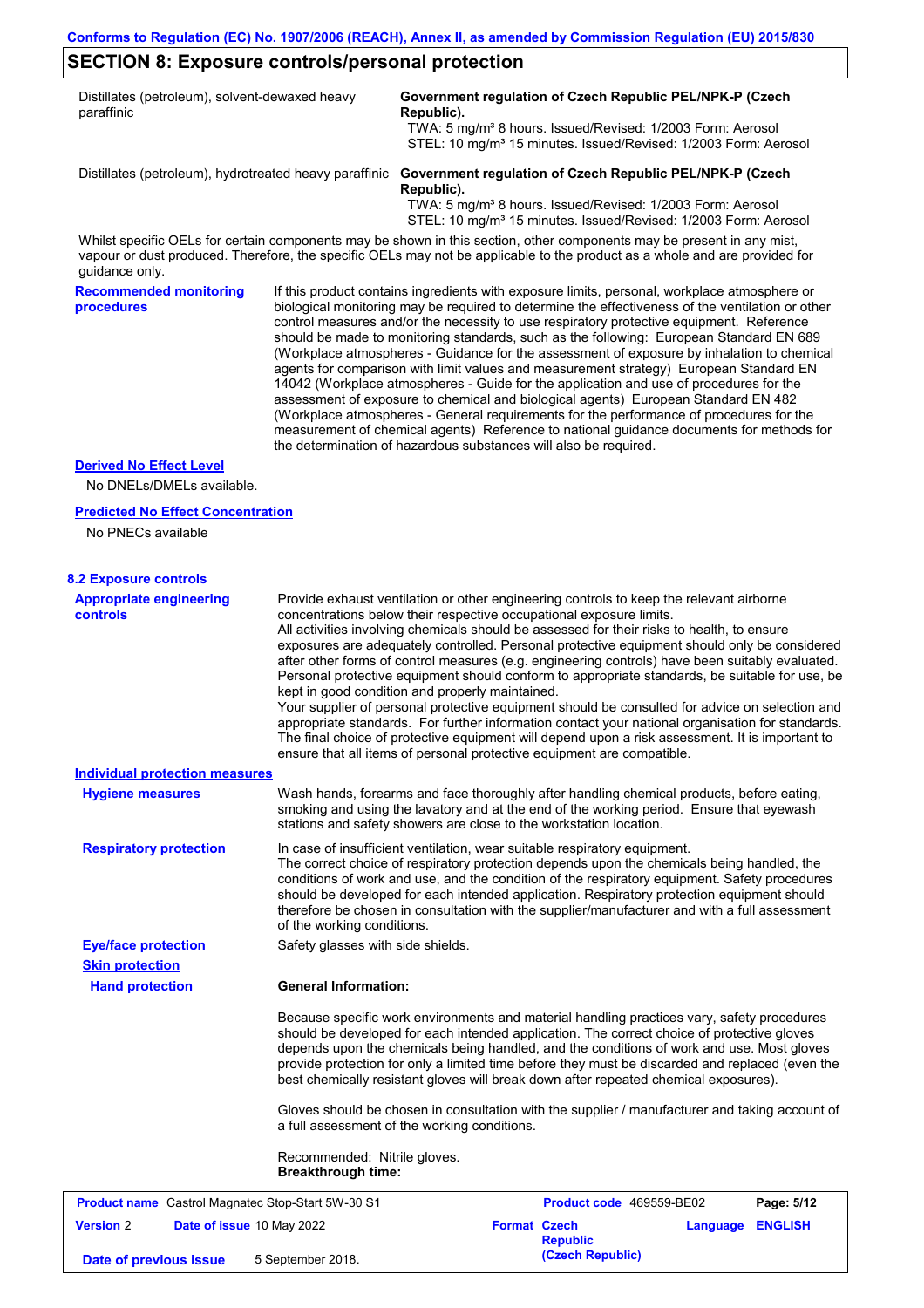## SECTION 8: Exposure controls/personal protection

| | |
|---|---|
| Distillates (petroleum), solvent-dewaxed heavy paraffinic | **Government regulation of Czech Republic PEL/NPK-P (Czech Republic).** TWA: 5 mg/m³ 8 hours. Issued/Revised: 1/2003 Form: Aerosol STEL: 10 mg/m³ 15 minutes. Issued/Revised: 1/2003 Form: Aerosol |
| Distillates (petroleum), hydrotreated heavy paraffinic | **Government regulation of Czech Republic PEL/NPK-P (Czech Republic).** TWA: 5 mg/m³ 8 hours. Issued/Revised: 1/2003 Form: Aerosol STEL: 10 mg/m³ 15 minutes. Issued/Revised: 1/2003 Form: Aerosol |

Whilst specific OELs for certain components may be shown in this section, other components may be present in any mist, vapour or dust produced. Therefore, the specific OELs may not be applicable to the product as a whole and are provided for guidance only.

**Recommended monitoring procedures**

If this product contains ingredients with exposure limits, personal, workplace atmosphere or biological monitoring may be required to determine the effectiveness of the ventilation or other control measures and/or the necessity to use respiratory protective equipment. Reference should be made to monitoring standards, such as the following: European Standard EN 689 (Workplace atmospheres - Guidance for the assessment of exposure by inhalation to chemical agents for comparison with limit values and measurement strategy) European Standard EN 14042 (Workplace atmospheres - Guide for the application and use of procedures for the assessment of exposure to chemical and biological agents) European Standard EN 482 (Workplace atmospheres - General requirements for the performance of procedures for the measurement of chemical agents) Reference to national guidance documents for methods for the determination of hazardous substances will also be required.

**Derived No Effect Level**

No DNELs/DMELs available.

**Predicted No Effect Concentration**

No PNECs available

### 8.2 Exposure controls

**Appropriate engineering controls**

Provide exhaust ventilation or other engineering controls to keep the relevant airborne concentrations below their respective occupational exposure limits.
All activities involving chemicals should be assessed for their risks to health, to ensure exposures are adequately controlled. Personal protective equipment should only be considered after other forms of control measures (e.g. engineering controls) have been suitably evaluated. Personal protective equipment should conform to appropriate standards, be suitable for use, be kept in good condition and properly maintained.
Your supplier of personal protective equipment should be consulted for advice on selection and appropriate standards. For further information contact your national organisation for standards.
The final choice of protective equipment will depend upon a risk assessment. It is important to ensure that all items of personal protective equipment are compatible.

**Individual protection measures**

**Hygiene measures**

Wash hands, forearms and face thoroughly after handling chemical products, before eating, smoking and using the lavatory and at the end of the working period. Ensure that eyewash stations and safety showers are close to the workstation location.

**Respiratory protection**

In case of insufficient ventilation, wear suitable respiratory equipment.
The correct choice of respiratory protection depends upon the chemicals being handled, the conditions of work and use, and the condition of the respiratory equipment. Safety procedures should be developed for each intended application. Respiratory protection equipment should therefore be chosen in consultation with the supplier/manufacturer and with a full assessment of the working conditions.

**Eye/face protection**

Safety glasses with side shields.

**Skin protection**

**Hand protection**

**General Information:**

Because specific work environments and material handling practices vary, safety procedures should be developed for each intended application. The correct choice of protective gloves depends upon the chemicals being handled, and the conditions of work and use. Most gloves provide protection for only a limited time before they must be discarded and replaced (even the best chemically resistant gloves will break down after repeated chemical exposures).

Gloves should be chosen in consultation with the supplier / manufacturer and taking account of a full assessment of the working conditions.

Recommended: Nitrile gloves.
**Breakthrough time:**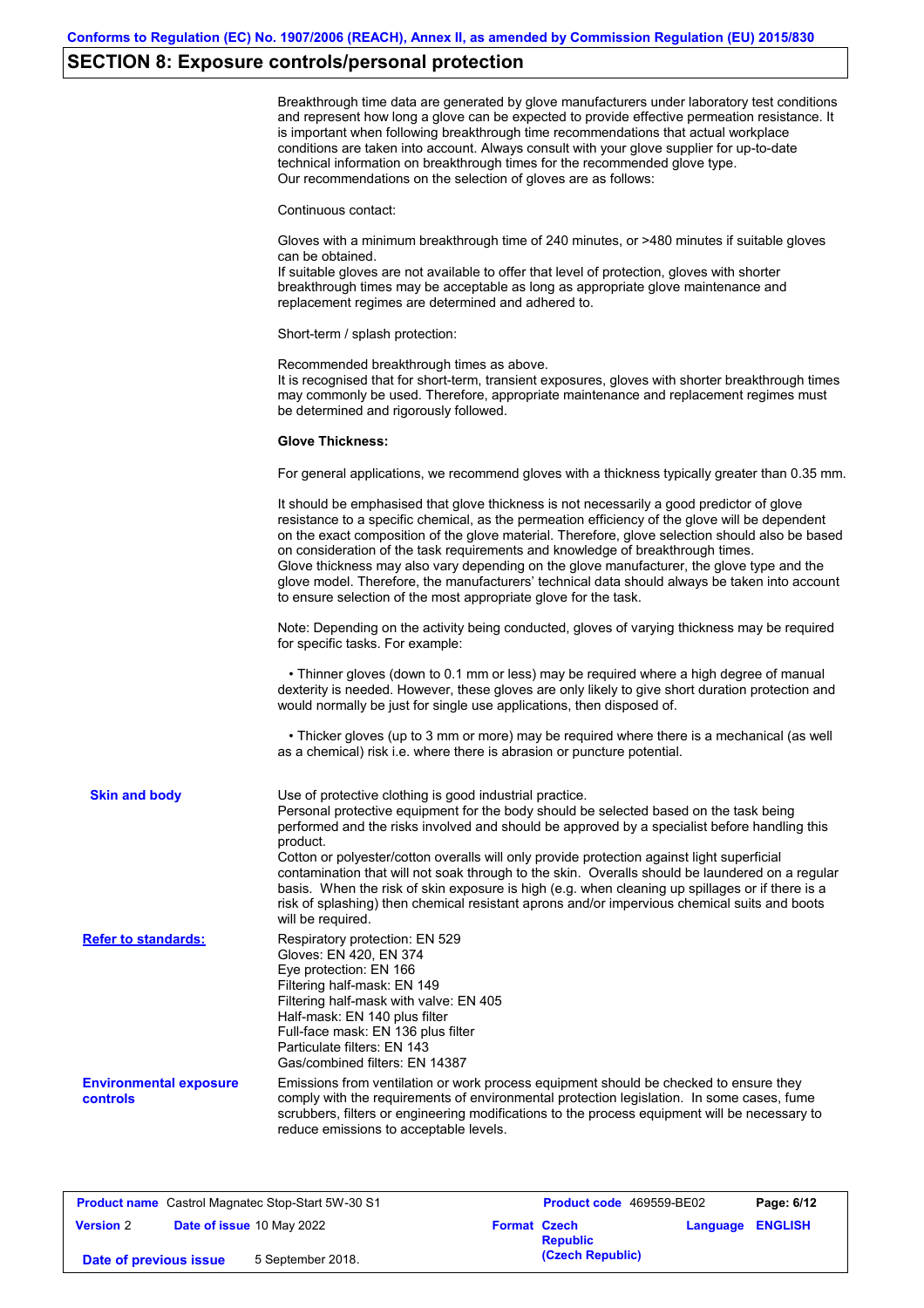## SECTION 8: Exposure controls/personal protection

Breakthrough time data are generated by glove manufacturers under laboratory test conditions and represent how long a glove can be expected to provide effective permeation resistance. It is important when following breakthrough time recommendations that actual workplace conditions are taken into account. Always consult with your glove supplier for up-to-date technical information on breakthrough times for the recommended glove type. Our recommendations on the selection of gloves are as follows:

Continuous contact:

Gloves with a minimum breakthrough time of 240 minutes, or >480 minutes if suitable gloves can be obtained.
If suitable gloves are not available to offer that level of protection, gloves with shorter breakthrough times may be acceptable as long as appropriate glove maintenance and replacement regimes are determined and adhered to.

Short-term / splash protection:

Recommended breakthrough times as above.
It is recognised that for short-term, transient exposures, gloves with shorter breakthrough times may commonly be used. Therefore, appropriate maintenance and replacement regimes must be determined and rigorously followed.

**Glove Thickness:**

For general applications, we recommend gloves with a thickness typically greater than 0.35 mm.

It should be emphasised that glove thickness is not necessarily a good predictor of glove resistance to a specific chemical, as the permeation efficiency of the glove will be dependent on the exact composition of the glove material. Therefore, glove selection should also be based on consideration of the task requirements and knowledge of breakthrough times.
Glove thickness may also vary depending on the glove manufacturer, the glove type and the glove model. Therefore, the manufacturers' technical data should always be taken into account to ensure selection of the most appropriate glove for the task.

Note: Depending on the activity being conducted, gloves of varying thickness may be required for specific tasks. For example:

• Thinner gloves (down to 0.1 mm or less) may be required where a high degree of manual dexterity is needed. However, these gloves are only likely to give short duration protection and would normally be just for single use applications, then disposed of.

• Thicker gloves (up to 3 mm or more) may be required where there is a mechanical (as well as a chemical) risk i.e. where there is abrasion or puncture potential.

**Skin and body**

Use of protective clothing is good industrial practice.
Personal protective equipment for the body should be selected based on the task being performed and the risks involved and should be approved by a specialist before handling this product.
Cotton or polyester/cotton overalls will only provide protection against light superficial contamination that will not soak through to the skin. Overalls should be laundered on a regular basis. When the risk of skin exposure is high (e.g. when cleaning up spillages or if there is a risk of splashing) then chemical resistant aprons and/or impervious chemical suits and boots will be required.

**Refer to standards:**

Respiratory protection: EN 529
Gloves: EN 420, EN 374
Eye protection: EN 166
Filtering half-mask: EN 149
Filtering half-mask with valve: EN 405
Half-mask: EN 140 plus filter
Full-face mask: EN 136 plus filter
Particulate filters: EN 143
Gas/combined filters: EN 14387

**Environmental exposure controls**

Emissions from ventilation or work process equipment should be checked to ensure they comply with the requirements of environmental protection legislation. In some cases, fume scrubbers, filters or engineering modifications to the process equipment will be necessary to reduce emissions to acceptable levels.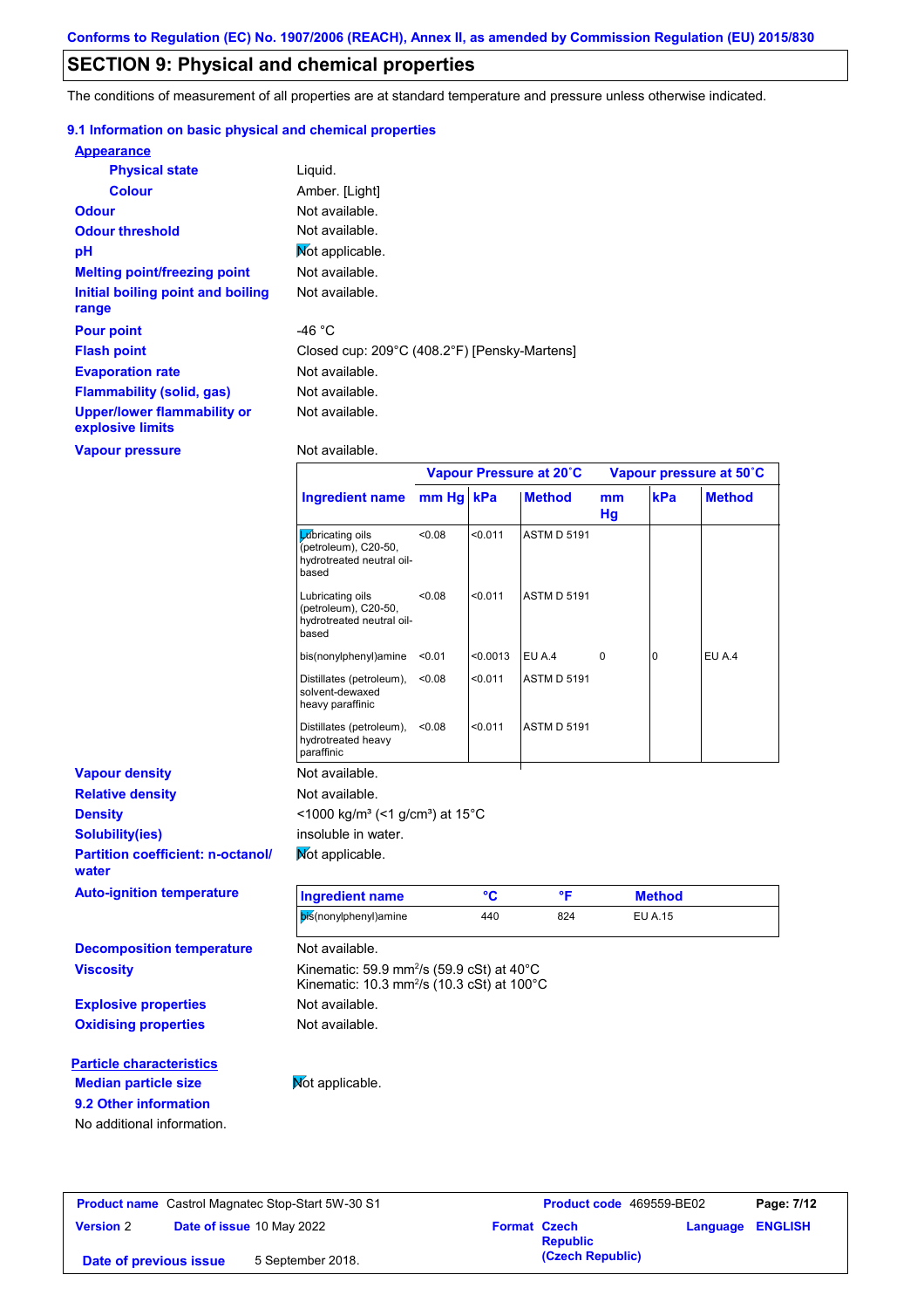Conforms to Regulation (EC) No. 1907/2006 (REACH), Annex II, as amended by Commission Regulation (EU) 2015/830

## SECTION 9: Physical and chemical properties

The conditions of measurement of all properties are at standard temperature and pressure unless otherwise indicated.

### 9.1 Information on basic physical and chemical properties

**Appearance**

| | |
|---|---|
| **Physical state** | Liquid. |
| **Colour** | Amber. [Light] |
| **Odour** | Not available. |
| **Odour threshold** | Not available. |
| **pH** | Not applicable. |
| **Melting point/freezing point** | Not available. |
| **Initial boiling point and boiling range** | Not available. |
| **Pour point** | -46 °C |
| **Flash point** | Closed cup: 209°C (408.2°F) [Pensky-Martens] |
| **Evaporation rate** | Not available. |
| **Flammability (solid, gas)** | Not available. |
| **Upper/lower flammability or explosive limits** | Not available. |
| **Vapour pressure** | Not available. |

| | Vapour Pressure at 20˚C | | | Vapour pressure at 50˚C | | |
|---|---|---|---|---|---|---|
| **Ingredient name** | **mm Hg** | **kPa** | **Method** | **mm Hg** | **kPa** | **Method** |
| Lubricating oils (petroleum), C20-50, hydrotreated neutral oil-based | <0.08 | <0.011 | ASTM D 5191 | | | |
| Lubricating oils (petroleum), C20-50, hydrotreated neutral oil-based | <0.08 | <0.011 | ASTM D 5191 | | | |
| bis(nonylphenyl)amine | <0.01 | <0.0013 | EU A.4 | 0 | 0 | EU A.4 |
| Distillates (petroleum), solvent-dewaxed heavy paraffinic | <0.08 | <0.011 | ASTM D 5191 | | | |
| Distillates (petroleum), hydrotreated heavy paraffinic | <0.08 | <0.011 | ASTM D 5191 | | | |

| | |
|---|---|
| **Vapour density** | Not available. |
| **Relative density** | Not available. |
| **Density** | <1000 kg/m³ (<1 g/cm³) at 15°C |
| **Solubility(ies)** | insoluble in water. |
| **Partition coefficient: n-octanol/water** | Not applicable. |
| **Auto-ignition temperature** | |

| Ingredient name | °C | °F | Method |
|---|---|---|---|
| bis(nonylphenyl)amine | 440 | 824 | EU A.15 |

| | |
|---|---|
| **Decomposition temperature** | Not available. |
| **Viscosity** | Kinematic: 59.9 mm²/s (59.9 cSt) at 40°C<br>Kinematic: 10.3 mm²/s (10.3 cSt) at 100°C |
| **Explosive properties** | Not available. |
| **Oxidising properties** | Not available. |

**Particle characteristics**

| | |
|---|---|
| **Median particle size** | Not applicable. |

### 9.2 Other information

No additional information.

| | | | |
|---|---|---|---|
| **Product name** Castrol Magnatec Stop-Start 5W-30 S1 | | **Product code** 469559-BE02 | **Page: 7/12** |
| **Version** 2 | **Date of issue** 10 May 2022 | **Format** Czech Republic (Czech Republic) | **Language** ENGLISH |
| **Date of previous issue** | 5 September 2018. | | |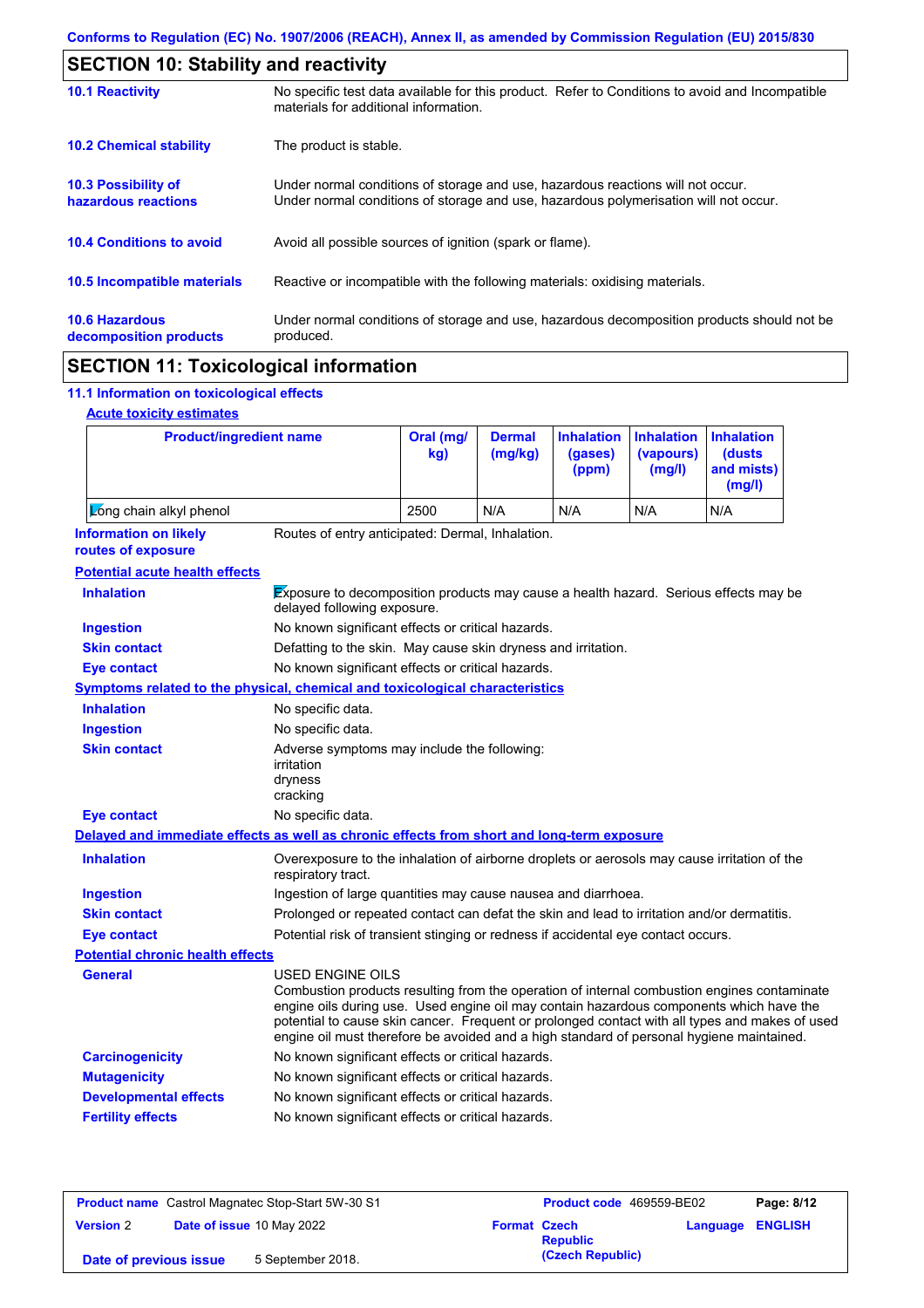Conforms to Regulation (EC) No. 1907/2006 (REACH), Annex II, as amended by Commission Regulation (EU) 2015/830

## SECTION 10: Stability and reactivity

**10.1 Reactivity**
No specific test data available for this product. Refer to Conditions to avoid and Incompatible materials for additional information.

**10.2 Chemical stability**
The product is stable.

**10.3 Possibility of hazardous reactions**
Under normal conditions of storage and use, hazardous reactions will not occur.
Under normal conditions of storage and use, hazardous polymerisation will not occur.

**10.4 Conditions to avoid**
Avoid all possible sources of ignition (spark or flame).

**10.5 Incompatible materials**
Reactive or incompatible with the following materials: oxidising materials.

**10.6 Hazardous decomposition products**
Under normal conditions of storage and use, hazardous decomposition products should not be produced.

## SECTION 11: Toxicological information

### 11.1 Information on toxicological effects

**Acute toxicity estimates**

| Product/ingredient name | Oral (mg/kg) | Dermal (mg/kg) | Inhalation (gases) (ppm) | Inhalation (vapours) (mg/l) | Inhalation (dusts and mists) (mg/l) |
|---|---|---|---|---|---|
| Long chain alkyl phenol | 2500 | N/A | N/A | N/A | N/A |

**Information on likely routes of exposure**
Routes of entry anticipated: Dermal, Inhalation.

**Potential acute health effects**

**Inhalation**: Exposure to decomposition products may cause a health hazard. Serious effects may be delayed following exposure.

**Ingestion**: No known significant effects or critical hazards.

**Skin contact**: Defatting to the skin. May cause skin dryness and irritation.

**Eye contact**: No known significant effects or critical hazards.

**Symptoms related to the physical, chemical and toxicological characteristics**

**Inhalation**: No specific data.

**Ingestion**: No specific data.

**Skin contact**: Adverse symptoms may include the following:
irritation
dryness
cracking

**Eye contact**: No specific data.

**Delayed and immediate effects as well as chronic effects from short and long-term exposure**

**Inhalation**: Overexposure to the inhalation of airborne droplets or aerosols may cause irritation of the respiratory tract.

**Ingestion**: Ingestion of large quantities may cause nausea and diarrhoea.

**Skin contact**: Prolonged or repeated contact can defat the skin and lead to irritation and/or dermatitis.

**Eye contact**: Potential risk of transient stinging or redness if accidental eye contact occurs.

**Potential chronic health effects**

**General**: USED ENGINE OILS
Combustion products resulting from the operation of internal combustion engines contaminate engine oils during use. Used engine oil may contain hazardous components which have the potential to cause skin cancer. Frequent or prolonged contact with all types and makes of used engine oil must therefore be avoided and a high standard of personal hygiene maintained.

**Carcinogenicity**: No known significant effects or critical hazards.

**Mutagenicity**: No known significant effects or critical hazards.

**Developmental effects**: No known significant effects or critical hazards.

**Fertility effects**: No known significant effects or critical hazards.

| **Product name** Castrol Magnatec Stop-Start 5W-30 S1 | **Product code** 469559-BE02 | |
|---|---|---|
| **Version** 2 **Date of issue** 10 May 2022 | **Format** Czech Republic (Czech Republic) | **Language** ENGLISH |
| **Date of previous issue** 5 September 2018. | | |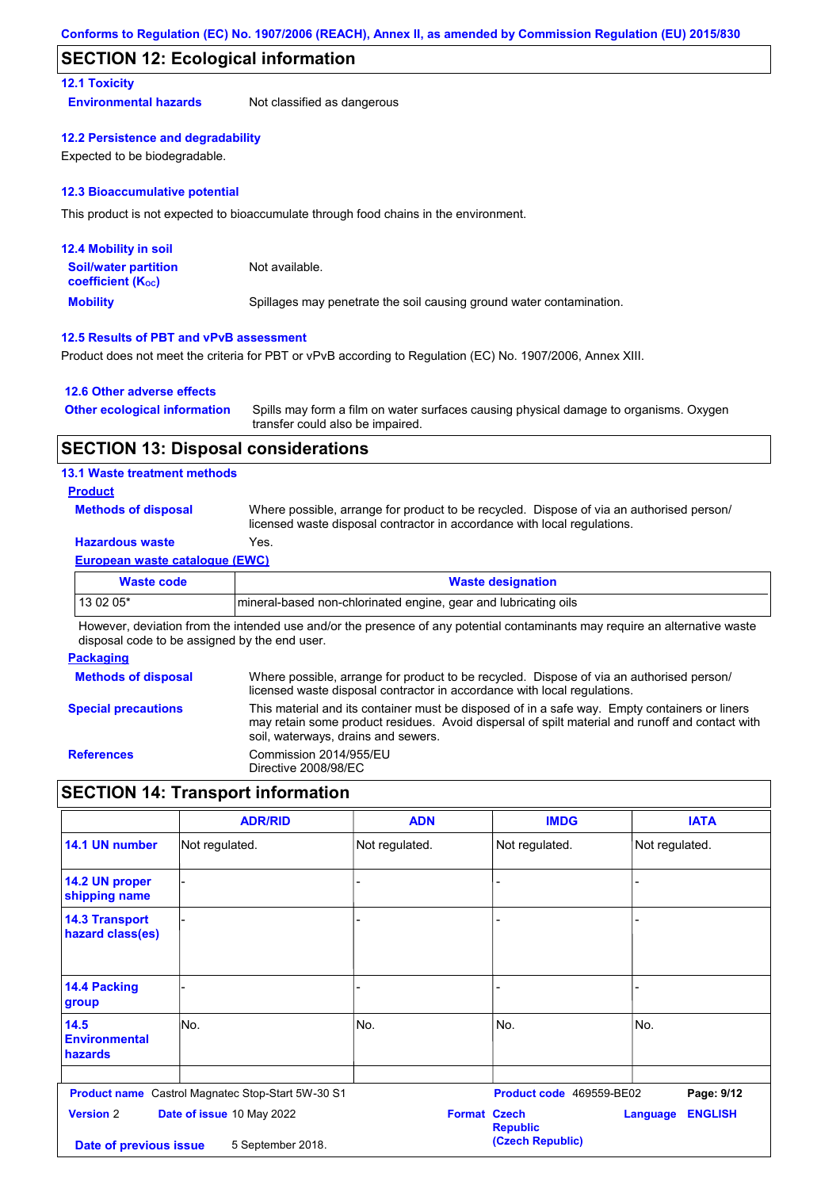## SECTION 12: Ecological information

### 12.1 Toxicity

**Environmental hazards** Not classified as dangerous

### 12.2 Persistence and degradability

Expected to be biodegradable.

### 12.3 Bioaccumulative potential

This product is not expected to bioaccumulate through food chains in the environment.

### 12.4 Mobility in soil

**Soil/water partition coefficient ($K_{OC}$)** Not available.

**Mobility** Spillages may penetrate the soil causing ground water contamination.

### 12.5 Results of PBT and vPvB assessment

Product does not meet the criteria for PBT or vPvB according to Regulation (EC) No. 1907/2006, Annex XIII.

### 12.6 Other adverse effects

**Other ecological information** Spills may form a film on water surfaces causing physical damage to organisms. Oxygen transfer could also be impaired.

## SECTION 13: Disposal considerations

### 13.1 Waste treatment methods

**Product**

**Methods of disposal** Where possible, arrange for product to be recycled. Dispose of via an authorised person/ licensed waste disposal contractor in accordance with local regulations.

**Hazardous waste** Yes.

**European waste catalogue (EWC)**

| Waste code | Waste designation |
|---|---|
| 13 02 05* | mineral-based non-chlorinated engine, gear and lubricating oils |

However, deviation from the intended use and/or the presence of any potential contaminants may require an alternative waste disposal code to be assigned by the end user.

**Packaging**

**Methods of disposal** Where possible, arrange for product to be recycled. Dispose of via an authorised person/ licensed waste disposal contractor in accordance with local regulations.

**Special precautions** This material and its container must be disposed of in a safe way. Empty containers or liners may retain some product residues. Avoid dispersal of spilt material and runoff and contact with soil, waterways, drains and sewers.

**References** Commission 2014/955/EU
Directive 2008/98/EC

## SECTION 14: Transport information

| | ADR/RID | ADN | IMDG | IATA |
|---|---|---|---|---|
| 14.1 UN number | Not regulated. | Not regulated. | Not regulated. | Not regulated. |
| 14.2 UN proper shipping name | - | - | - | - |
| 14.3 Transport hazard class(es) | - | - | - | - |
| 14.4 Packing group | - | - | - | - |
| 14.5 Environmental hazards | No. | No. | No. | No. |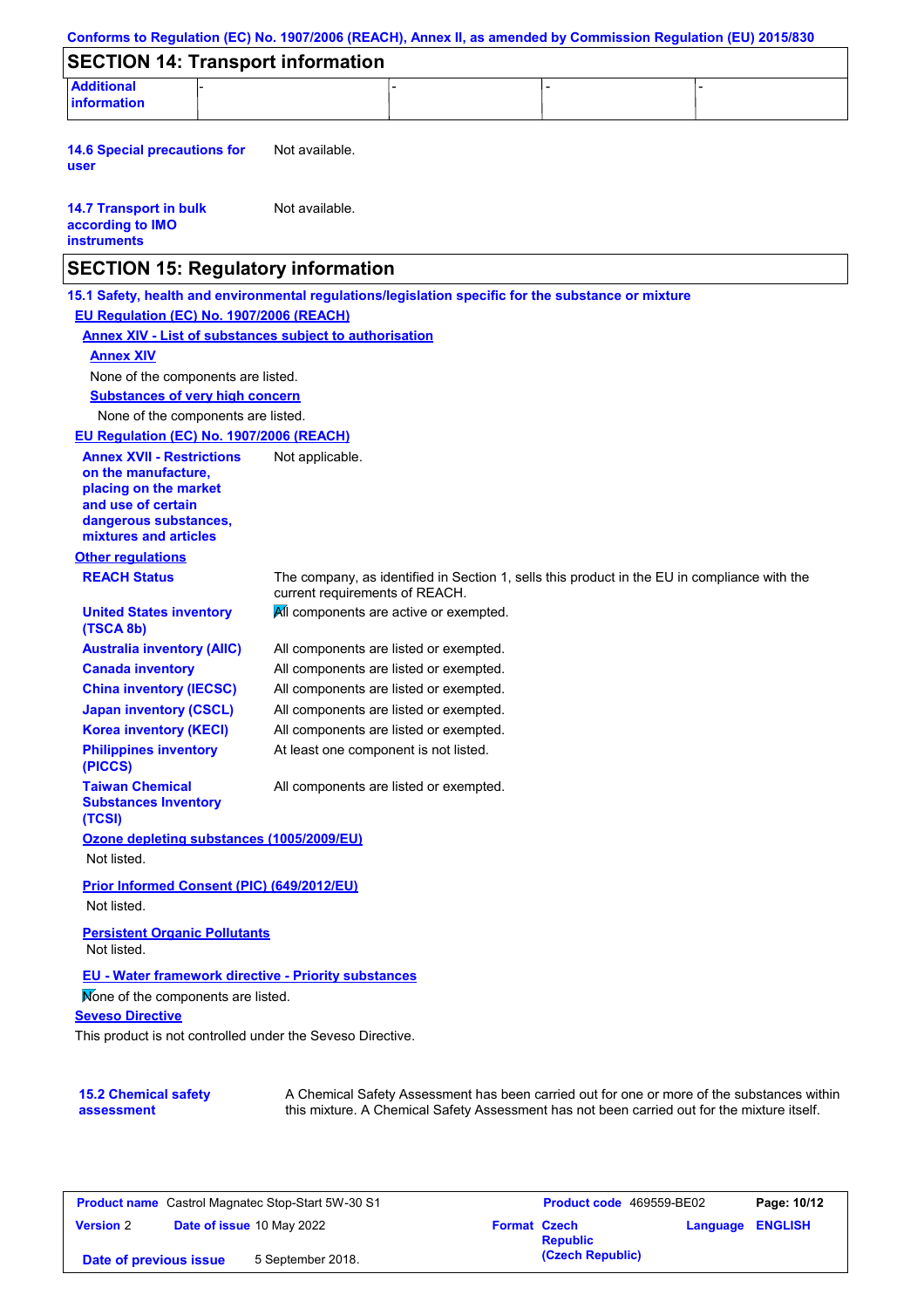## SECTION 14: Transport information

| Additional information | - | - | - | - |
|---|---|---|---|---|

**14.6 Special precautions for user** Not available.

**14.7 Transport in bulk according to IMO instruments** Not available.

## SECTION 15: Regulatory information

**15.1 Safety, health and environmental regulations/legislation specific for the substance or mixture**

**EU Regulation (EC) No. 1907/2006 (REACH)**

**Annex XIV - List of substances subject to authorisation**

**Annex XIV**

None of the components are listed.

**Substances of very high concern**

None of the components are listed.

**EU Regulation (EC) No. 1907/2006 (REACH)**

**Annex XVII - Restrictions on the manufacture, placing on the market and use of certain dangerous substances, mixtures and articles** Not applicable.

**Other regulations**

| | |
|---|---|
| **REACH Status** | The company, as identified in Section 1, sells this product in the EU in compliance with the current requirements of REACH. |
| **United States inventory (TSCA 8b)** | All components are active or exempted. |
| **Australia inventory (AIIC)** | All components are listed or exempted. |
| **Canada inventory** | All components are listed or exempted. |
| **China inventory (IECSC)** | All components are listed or exempted. |
| **Japan inventory (CSCL)** | All components are listed or exempted. |
| **Korea inventory (KECI)** | All components are listed or exempted. |
| **Philippines inventory (PICCS)** | At least one component is not listed. |
| **Taiwan Chemical Substances Inventory (TCSI)** | All components are listed or exempted. |

**Ozone depleting substances (1005/2009/EU)**

Not listed.

**Prior Informed Consent (PIC) (649/2012/EU)**

Not listed.

**Persistent Organic Pollutants**

Not listed.

**EU - Water framework directive - Priority substances**

None of the components are listed.

**Seveso Directive**

This product is not controlled under the Seveso Directive.

**15.2 Chemical safety assessment** A Chemical Safety Assessment has been carried out for one or more of the substances within this mixture. A Chemical Safety Assessment has not been carried out for the mixture itself.

| | | | |
|---|---|---|---|
| **Product name** Castrol Magnatec Stop-Start 5W-30 S1 | | **Product code** 469559-BE02 | **Page: 10/12** |
| **Version** 2 | **Date of issue** 10 May 2022 | **Format** Czech Republic (Czech Republic) | **Language** ENGLISH |
| **Date of previous issue** | 5 September 2018. | | |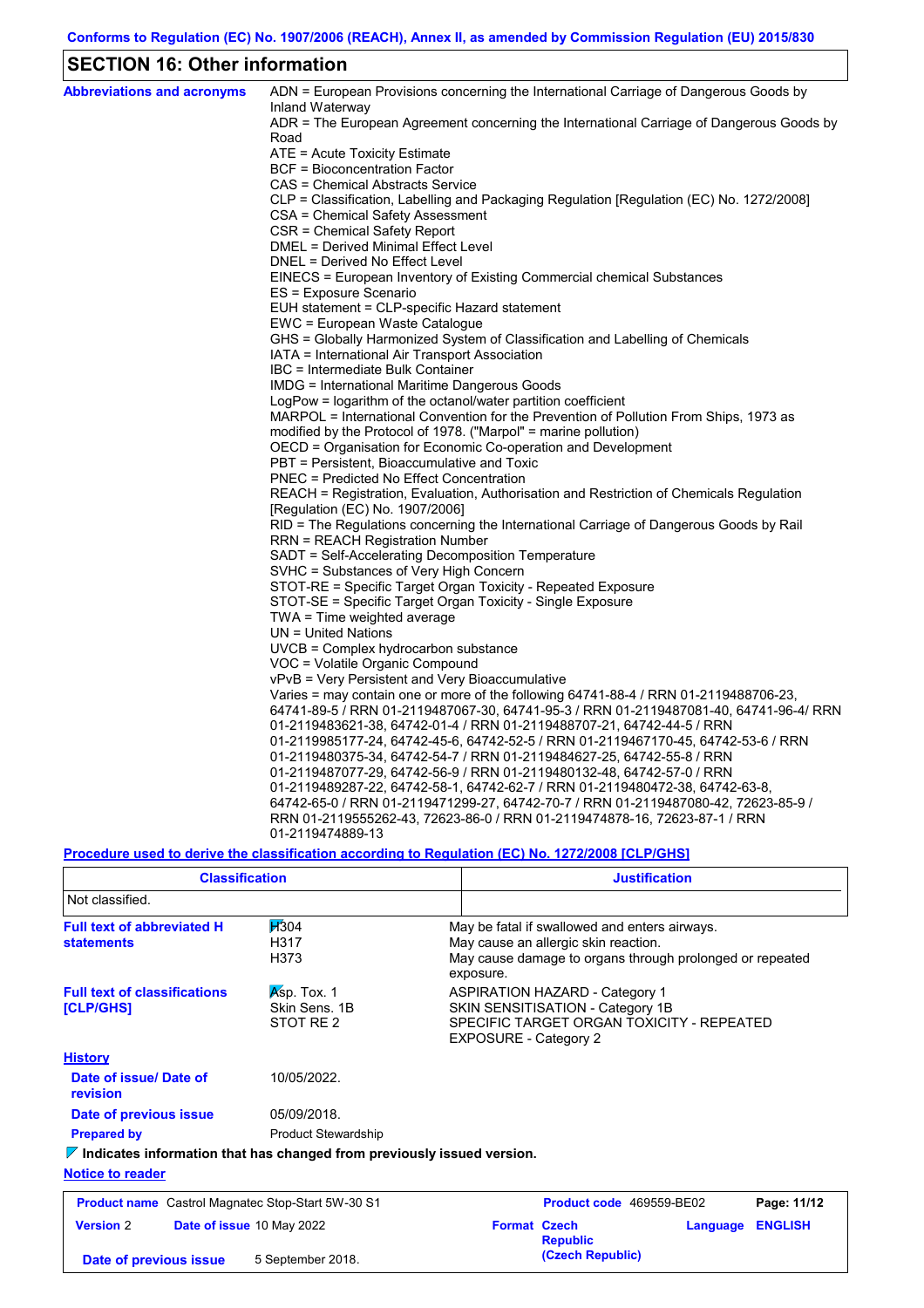Conforms to Regulation (EC) No. 1907/2006 (REACH), Annex II, as amended by Commission Regulation (EU) 2015/830

## SECTION 16: Other information

**Abbreviations and acronyms**

ADN = European Provisions concerning the International Carriage of Dangerous Goods by Inland Waterway
ADR = The European Agreement concerning the International Carriage of Dangerous Goods by Road
ATE = Acute Toxicity Estimate
BCF = Bioconcentration Factor
CAS = Chemical Abstracts Service
CLP = Classification, Labelling and Packaging Regulation [Regulation (EC) No. 1272/2008]
CSA = Chemical Safety Assessment
CSR = Chemical Safety Report
DMEL = Derived Minimal Effect Level
DNEL = Derived No Effect Level
EINECS = European Inventory of Existing Commercial chemical Substances
ES = Exposure Scenario
EUH statement = CLP-specific Hazard statement
EWC = European Waste Catalogue
GHS = Globally Harmonized System of Classification and Labelling of Chemicals
IATA = International Air Transport Association
IBC = Intermediate Bulk Container
IMDG = International Maritime Dangerous Goods
LogPow = logarithm of the octanol/water partition coefficient
MARPOL = International Convention for the Prevention of Pollution From Ships, 1973 as modified by the Protocol of 1978. ("Marpol" = marine pollution)
OECD = Organisation for Economic Co-operation and Development
PBT = Persistent, Bioaccumulative and Toxic
PNEC = Predicted No Effect Concentration
REACH = Registration, Evaluation, Authorisation and Restriction of Chemicals Regulation [Regulation (EC) No. 1907/2006]
RID = The Regulations concerning the International Carriage of Dangerous Goods by Rail
RRN = REACH Registration Number
SADT = Self-Accelerating Decomposition Temperature
SVHC = Substances of Very High Concern
STOT-RE = Specific Target Organ Toxicity - Repeated Exposure
STOT-SE = Specific Target Organ Toxicity - Single Exposure
TWA = Time weighted average
UN = United Nations
UVCB = Complex hydrocarbon substance
VOC = Volatile Organic Compound
vPvB = Very Persistent and Very Bioaccumulative
Varies = may contain one or more of the following 64741-88-4 / RRN 01-2119488706-23, 64741-89-5 / RRN 01-2119487067-30, 64741-95-3 / RRN 01-2119487081-40, 64741-96-4/ RRN 01-2119483621-38, 64742-01-4 / RRN 01-2119488707-21, 64742-44-5 / RRN 01-2119985177-24, 64742-45-6, 64742-52-5 / RRN 01-2119467170-45, 64742-53-6 / RRN 01-2119480375-34, 64742-54-7 / RRN 01-2119484627-25, 64742-55-8 / RRN 01-2119487077-29, 64742-56-9 / RRN 01-2119480132-48, 64742-57-0 / RRN 01-2119489287-22, 64742-58-1, 64742-62-7 / RRN 01-2119480472-38, 64742-63-8, 64742-65-0 / RRN 01-2119471299-27, 64742-70-7 / RRN 01-2119487080-42, 72623-85-9 / RRN 01-2119555262-43, 72623-86-0 / RRN 01-2119474878-16, 72623-87-1 / RRN 01-2119474889-13

**Procedure used to derive the classification according to Regulation (EC) No. 1272/2008 [CLP/GHS]**

| Classification | Justification |
|---|---|
| Not classified. | |

**Full text of abbreviated H statements**

| | |
|---|---|
| H304 | May be fatal if swallowed and enters airways. |
| H317 | May cause an allergic skin reaction. |
| H373 | May cause damage to organs through prolonged or repeated exposure. |

**Full text of classifications [CLP/GHS]**

| | |
|---|---|
| Asp. Tox. 1 | ASPIRATION HAZARD - Category 1 |
| Skin Sens. 1B | SKIN SENSITISATION - Category 1B |
| STOT RE 2 | SPECIFIC TARGET ORGAN TOXICITY - REPEATED EXPOSURE - Category 2 |

**History**

**Date of issue/ Date of revision:** 10/05/2022.

**Date of previous issue:** 05/09/2018.

**Prepared by:** Product Stewardship

Indicates information that has changed from previously issued version.

**Notice to reader**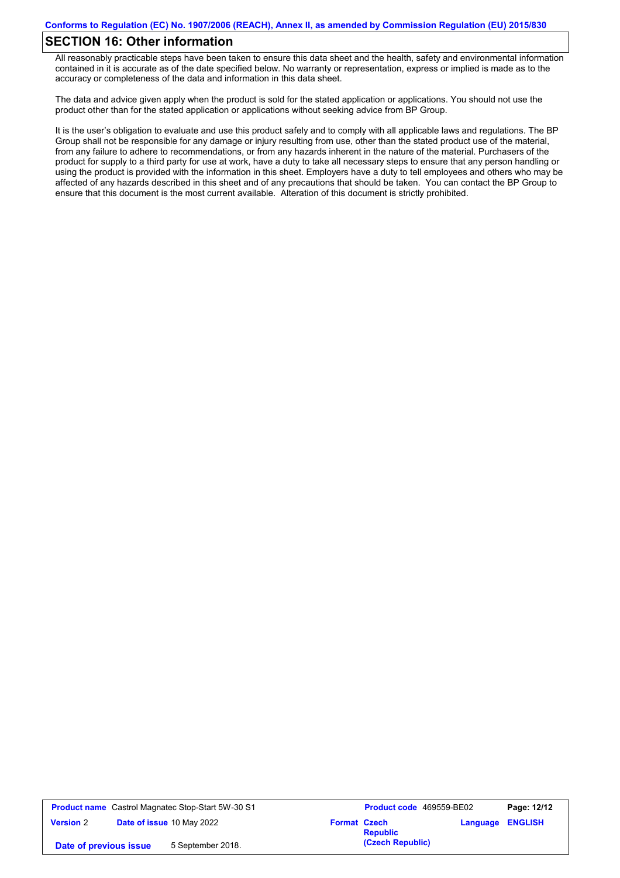## SECTION 16: Other information

All reasonably practicable steps have been taken to ensure this data sheet and the health, safety and environmental information contained in it is accurate as of the date specified below. No warranty or representation, express or implied is made as to the accuracy or completeness of the data and information in this data sheet.

The data and advice given apply when the product is sold for the stated application or applications. You should not use the product other than for the stated application or applications without seeking advice from BP Group.

It is the user's obligation to evaluate and use this product safely and to comply with all applicable laws and regulations. The BP Group shall not be responsible for any damage or injury resulting from use, other than the stated product use of the material, from any failure to adhere to recommendations, or from any hazards inherent in the nature of the material. Purchasers of the product for supply to a third party for use at work, have a duty to take all necessary steps to ensure that any person handling or using the product is provided with the information in this sheet. Employers have a duty to tell employees and others who may be affected of any hazards described in this sheet and of any precautions that should be taken. You can contact the BP Group to ensure that this document is the most current available. Alteration of this document is strictly prohibited.

| | | | |
|---|---|---|---|
| **Product name** Castrol Magnatec Stop-Start 5W-30 S1 | | **Product code** 469559-BE02 | |
| **Version** 2 | **Date of issue** 10 May 2022 | **Format** Czech Republic (Czech Republic) | **Language** ENGLISH |
| **Date of previous issue** | 5 September 2018. | | |